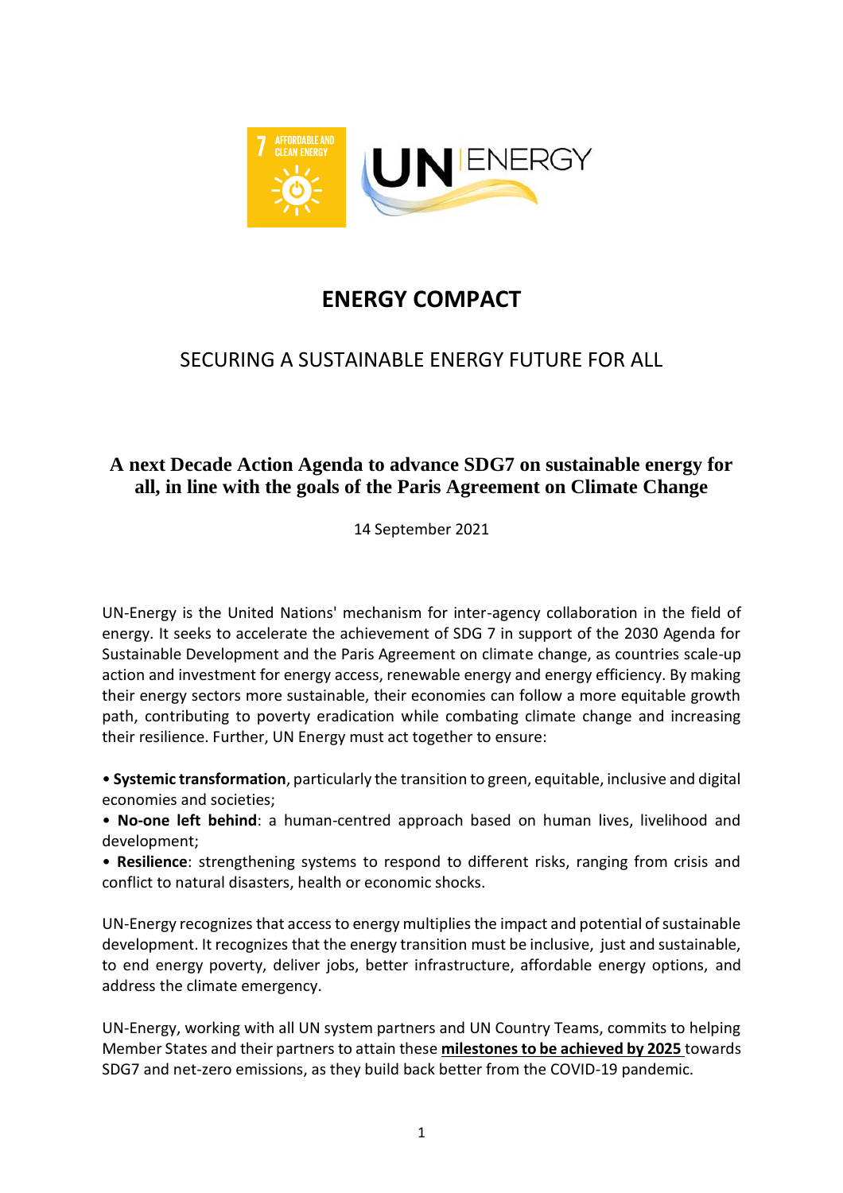# ENERGY COMPACT

## SECURING A SUSTAINABLE ENERGY FUTURE FOR ALL

### A next Decade Action Agenda to advance SDG7 on sustainable energy for all, in line with the goals of the Paris Agreement on Climate Change

14 September 2021

UN-Energy is the United Nations' mechanism for inter-agency collaboration in the field of energy. It seeks to accelerate the achievement of SDG 7 in support of the 2030 Agenda for Sustainable Development and the Paris Agreement on climate change, as countries scale-up action and investment for energy access, renewable energy and energy efficiency. By making their energy sectors more sustainable, their economies can follow a more equitable growth path, contributing to poverty eradication while combating climate change and increasing their resilience. Further, UN Energy must act together to ensure:

- **Systemic transformation**, particularly the transition to green, equitable, inclusive and digital economies and societies;
- **No-one left behind**: a human-centred approach based on human lives, livelihood and development;
- **Resilience**: strengthening systems to respond to different risks, ranging from crisis and conflict to natural disasters, health or economic shocks.

UN-Energy recognizes that access to energy multiplies the impact and potential of sustainable development. It recognizes that the energy transition must be inclusive, just and sustainable, to end energy poverty, deliver jobs, better infrastructure, affordable energy options, and address the climate emergency.

UN-Energy, working with all UN system partners and UN Country Teams, commits to helping Member States and their partners to attain these **milestones to be achieved by 2025** towards SDG7 and net-zero emissions, as they build back better from the COVID-19 pandemic.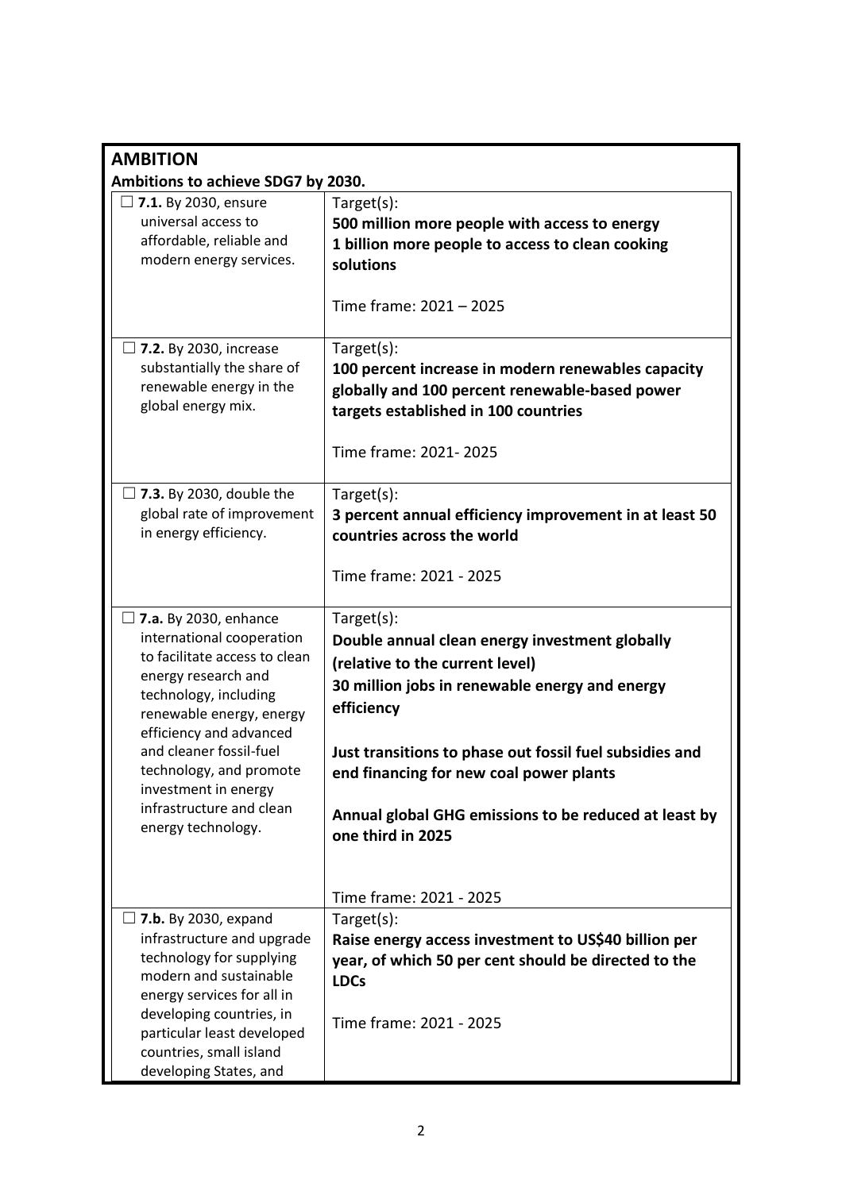## AMBITION

**Ambitions to achieve SDG7 by 2030.**

| | |
|---|---|
| ☐ **7.1.** By 2030, ensure universal access to affordable, reliable and modern energy services. | Target(s):<br>**500 million more people with access to energy**<br>**1 billion more people to access to clean cooking solutions**<br><br>Time frame: 2021 – 2025 |
| ☐ **7.2.** By 2030, increase substantially the share of renewable energy in the global energy mix. | Target(s):<br>**100 percent increase in modern renewables capacity globally and 100 percent renewable-based power targets established in 100 countries**<br><br>Time frame: 2021- 2025 |
| ☐ **7.3.** By 2030, double the global rate of improvement in energy efficiency. | Target(s):<br>**3 percent annual efficiency improvement in at least 50 countries across the world**<br><br>Time frame: 2021 - 2025 |
| ☐ **7.a.** By 2030, enhance international cooperation to facilitate access to clean energy research and technology, including renewable energy, energy efficiency and advanced and cleaner fossil-fuel technology, and promote investment in energy infrastructure and clean energy technology. | Target(s):<br>**Double annual clean energy investment globally (relative to the current level)**<br>**30 million jobs in renewable energy and energy efficiency**<br><br>**Just transitions to phase out fossil fuel subsidies and end financing for new coal power plants**<br><br>**Annual global GHG emissions to be reduced at least by one third in 2025**<br><br>Time frame: 2021 - 2025 |
| ☐ **7.b.** By 2030, expand infrastructure and upgrade technology for supplying modern and sustainable energy services for all in developing countries, in particular least developed countries, small island developing States, and | Target(s):<br>**Raise energy access investment to US$40 billion per year, of which 50 per cent should be directed to the LDCs**<br><br>Time frame: 2021 - 2025 |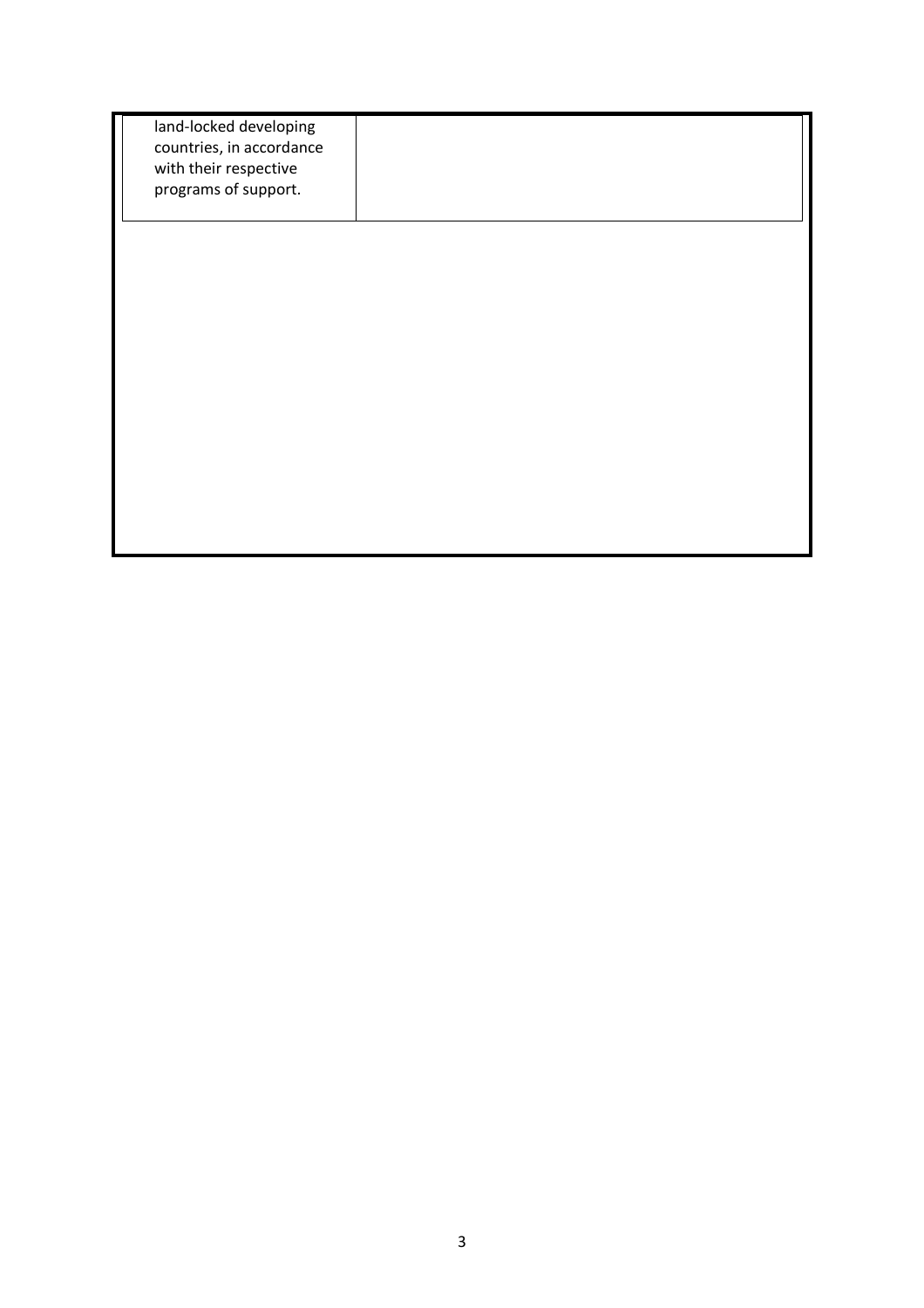| | |
|---|---|
| land-locked developing countries, in accordance with their respective programs of support. | |